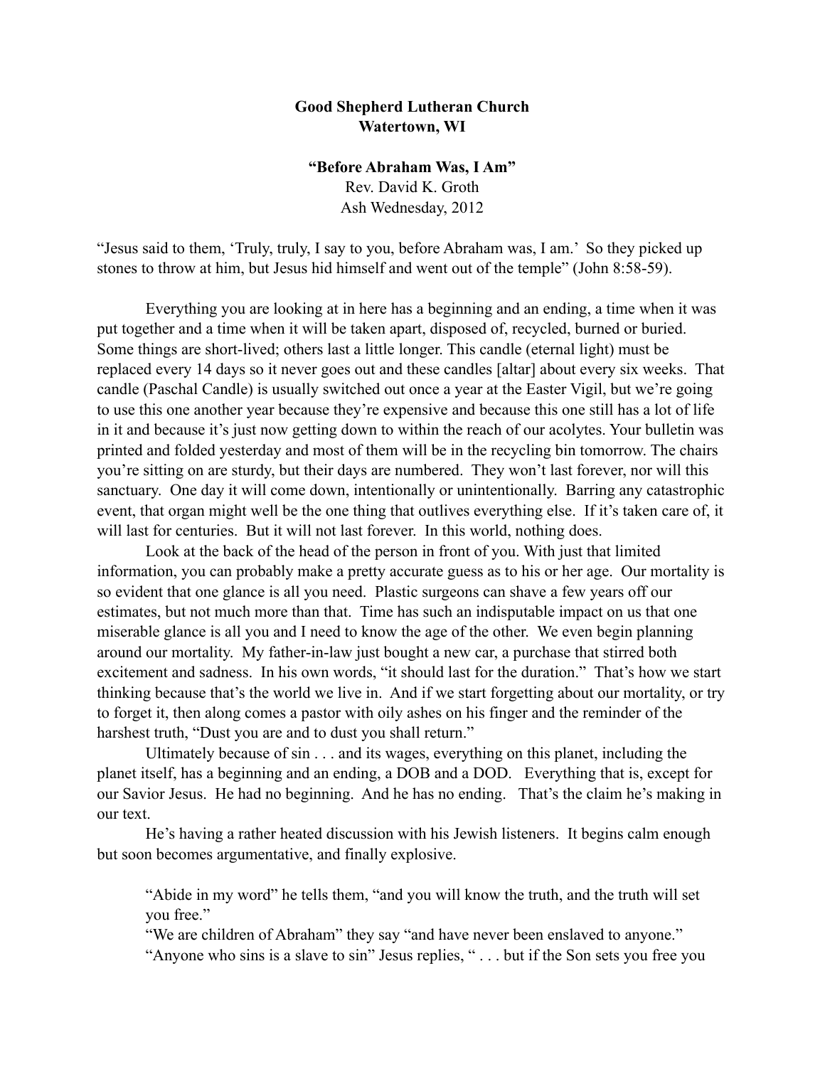**Good Shepherd Lutheran Church**
**Watertown, WI**

**"Before Abraham Was, I Am"**
Rev. David K. Groth
Ash Wednesday, 2012

"Jesus said to them, 'Truly, truly, I say to you, before Abraham was, I am.' So they picked up stones to throw at him, but Jesus hid himself and went out of the temple" (John 8:58-59).

Everything you are looking at in here has a beginning and an ending, a time when it was put together and a time when it will be taken apart, disposed of, recycled, burned or buried. Some things are short-lived; others last a little longer. This candle (eternal light) must be replaced every 14 days so it never goes out and these candles [altar] about every six weeks. That candle (Paschal Candle) is usually switched out once a year at the Easter Vigil, but we're going to use this one another year because they're expensive and because this one still has a lot of life in it and because it's just now getting down to within the reach of our acolytes. Your bulletin was printed and folded yesterday and most of them will be in the recycling bin tomorrow. The chairs you're sitting on are sturdy, but their days are numbered. They won't last forever, nor will this sanctuary. One day it will come down, intentionally or unintentionally. Barring any catastrophic event, that organ might well be the one thing that outlives everything else. If it's taken care of, it will last for centuries. But it will not last forever. In this world, nothing does.

Look at the back of the head of the person in front of you. With just that limited information, you can probably make a pretty accurate guess as to his or her age. Our mortality is so evident that one glance is all you need. Plastic surgeons can shave a few years off our estimates, but not much more than that. Time has such an indisputable impact on us that one miserable glance is all you and I need to know the age of the other. We even begin planning around our mortality. My father-in-law just bought a new car, a purchase that stirred both excitement and sadness. In his own words, "it should last for the duration." That's how we start thinking because that's the world we live in. And if we start forgetting about our mortality, or try to forget it, then along comes a pastor with oily ashes on his finger and the reminder of the harshest truth, "Dust you are and to dust you shall return."

Ultimately because of sin . . . and its wages, everything on this planet, including the planet itself, has a beginning and an ending, a DOB and a DOD. Everything that is, except for our Savior Jesus. He had no beginning. And he has no ending. That's the claim he's making in our text.

He's having a rather heated discussion with his Jewish listeners. It begins calm enough but soon becomes argumentative, and finally explosive.

> "Abide in my word" he tells them, "and you will know the truth, and the truth will set you free."
> "We are children of Abraham" they say "and have never been enslaved to anyone."
> "Anyone who sins is a slave to sin" Jesus replies, " . . . but if the Son sets you free you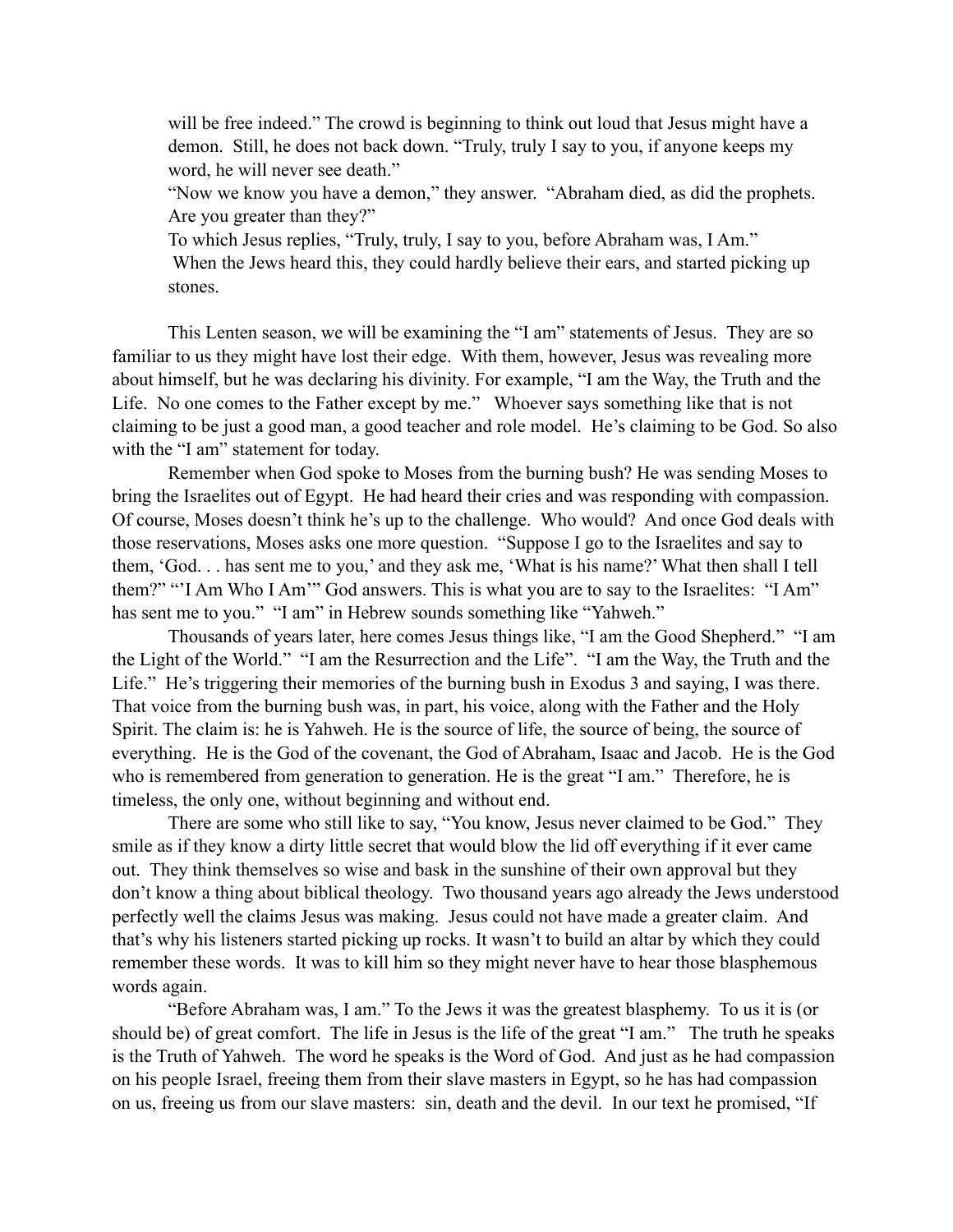will be free indeed." The crowd is beginning to think out loud that Jesus might have a demon. Still, he does not back down. "Truly, truly I say to you, if anyone keeps my word, he will never see death."

"Now we know you have a demon," they answer. "Abraham died, as did the prophets. Are you greater than they?"

To which Jesus replies, "Truly, truly, I say to you, before Abraham was, I Am."

When the Jews heard this, they could hardly believe their ears, and started picking up stones.

This Lenten season, we will be examining the "I am" statements of Jesus. They are so familiar to us they might have lost their edge. With them, however, Jesus was revealing more about himself, but he was declaring his divinity. For example, "I am the Way, the Truth and the Life. No one comes to the Father except by me." Whoever says something like that is not claiming to be just a good man, a good teacher and role model. He's claiming to be God. So also with the "I am" statement for today.

Remember when God spoke to Moses from the burning bush? He was sending Moses to bring the Israelites out of Egypt. He had heard their cries and was responding with compassion. Of course, Moses doesn't think he's up to the challenge. Who would? And once God deals with those reservations, Moses asks one more question. "Suppose I go to the Israelites and say to them, 'God. . . has sent me to you,' and they ask me, 'What is his name?' What then shall I tell them?" "'I Am Who I Am'" God answers. This is what you are to say to the Israelites: "I Am" has sent me to you." "I am" in Hebrew sounds something like "Yahweh."

Thousands of years later, here comes Jesus things like, "I am the Good Shepherd." "I am the Light of the World." "I am the Resurrection and the Life". "I am the Way, the Truth and the Life." He's triggering their memories of the burning bush in Exodus 3 and saying, I was there. That voice from the burning bush was, in part, his voice, along with the Father and the Holy Spirit. The claim is: he is Yahweh. He is the source of life, the source of being, the source of everything. He is the God of the covenant, the God of Abraham, Isaac and Jacob. He is the God who is remembered from generation to generation. He is the great "I am." Therefore, he is timeless, the only one, without beginning and without end.

There are some who still like to say, "You know, Jesus never claimed to be God." They smile as if they know a dirty little secret that would blow the lid off everything if it ever came out. They think themselves so wise and bask in the sunshine of their own approval but they don't know a thing about biblical theology. Two thousand years ago already the Jews understood perfectly well the claims Jesus was making. Jesus could not have made a greater claim. And that's why his listeners started picking up rocks. It wasn't to build an altar by which they could remember these words. It was to kill him so they might never have to hear those blasphemous words again.

"Before Abraham was, I am." To the Jews it was the greatest blasphemy. To us it is (or should be) of great comfort. The life in Jesus is the life of the great "I am." The truth he speaks is the Truth of Yahweh. The word he speaks is the Word of God. And just as he had compassion on his people Israel, freeing them from their slave masters in Egypt, so he has had compassion on us, freeing us from our slave masters: sin, death and the devil. In our text he promised, "If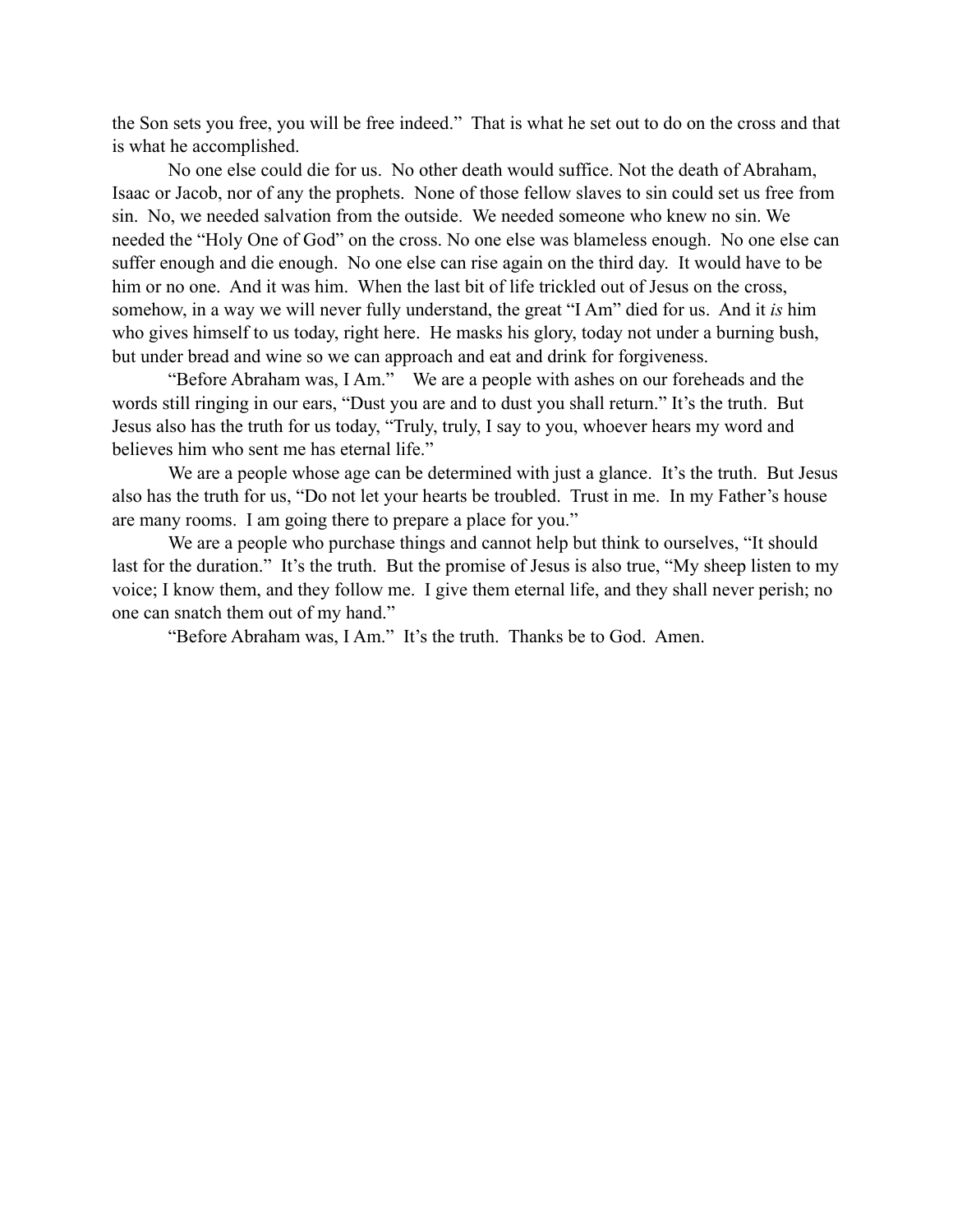the Son sets you free, you will be free indeed." That is what he set out to do on the cross and that is what he accomplished.

No one else could die for us. No other death would suffice. Not the death of Abraham, Isaac or Jacob, nor of any the prophets. None of those fellow slaves to sin could set us free from sin. No, we needed salvation from the outside. We needed someone who knew no sin. We needed the "Holy One of God" on the cross. No one else was blameless enough. No one else can suffer enough and die enough. No one else can rise again on the third day. It would have to be him or no one. And it was him. When the last bit of life trickled out of Jesus on the cross, somehow, in a way we will never fully understand, the great "I Am" died for us. And it *is* him who gives himself to us today, right here. He masks his glory, today not under a burning bush, but under bread and wine so we can approach and eat and drink for forgiveness.

"Before Abraham was, I Am." We are a people with ashes on our foreheads and the words still ringing in our ears, "Dust you are and to dust you shall return." It's the truth. But Jesus also has the truth for us today, "Truly, truly, I say to you, whoever hears my word and believes him who sent me has eternal life."

We are a people whose age can be determined with just a glance. It's the truth. But Jesus also has the truth for us, "Do not let your hearts be troubled. Trust in me. In my Father's house are many rooms. I am going there to prepare a place for you."

We are a people who purchase things and cannot help but think to ourselves, "It should last for the duration." It's the truth. But the promise of Jesus is also true, "My sheep listen to my voice; I know them, and they follow me. I give them eternal life, and they shall never perish; no one can snatch them out of my hand."

"Before Abraham was, I Am." It's the truth. Thanks be to God. Amen.